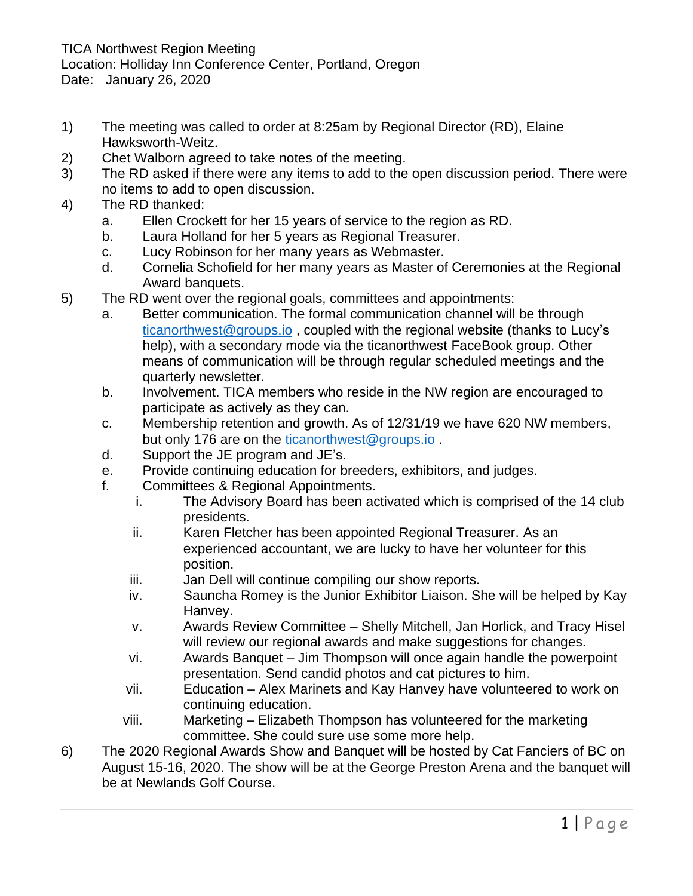TICA Northwest Region Meeting
Location: Holliday Inn Conference Center, Portland, Oregon
Date: January 26, 2020

1) The meeting was called to order at 8:25am by Regional Director (RD), Elaine Hawksworth-Weitz.
2) Chet Walborn agreed to take notes of the meeting.
3) The RD asked if there were any items to add to the open discussion period. There were no items to add to open discussion.
4) The RD thanked:
   a. Ellen Crockett for her 15 years of service to the region as RD.
   b. Laura Holland for her 5 years as Regional Treasurer.
   c. Lucy Robinson for her many years as Webmaster.
   d. Cornelia Schofield for her many years as Master of Ceremonies at the Regional Award banquets.
5) The RD went over the regional goals, committees and appointments:
   a. Better communication. The formal communication channel will be through ticanorthwest@groups.io , coupled with the regional website (thanks to Lucy's help), with a secondary mode via the ticanorthwest FaceBook group. Other means of communication will be through regular scheduled meetings and the quarterly newsletter.
   b. Involvement. TICA members who reside in the NW region are encouraged to participate as actively as they can.
   c. Membership retention and growth. As of 12/31/19 we have 620 NW members, but only 176 are on the ticanorthwest@groups.io .
   d. Support the JE program and JE's.
   e. Provide continuing education for breeders, exhibitors, and judges.
   f. Committees & Regional Appointments.
      i. The Advisory Board has been activated which is comprised of the 14 club presidents.
      ii. Karen Fletcher has been appointed Regional Treasurer. As an experienced accountant, we are lucky to have her volunteer for this position.
      iii. Jan Dell will continue compiling our show reports.
      iv. Sauncha Romey is the Junior Exhibitor Liaison. She will be helped by Kay Hanvey.
      v. Awards Review Committee – Shelly Mitchell, Jan Horlick, and Tracy Hisel will review our regional awards and make suggestions for changes.
      vi. Awards Banquet – Jim Thompson will once again handle the powerpoint presentation. Send candid photos and cat pictures to him.
      vii. Education – Alex Marinets and Kay Hanvey have volunteered to work on continuing education.
      viii. Marketing – Elizabeth Thompson has volunteered for the marketing committee. She could sure use some more help.
6) The 2020 Regional Awards Show and Banquet will be hosted by Cat Fanciers of BC on August 15-16, 2020. The show will be at the George Preston Arena and the banquet will be at Newlands Golf Course.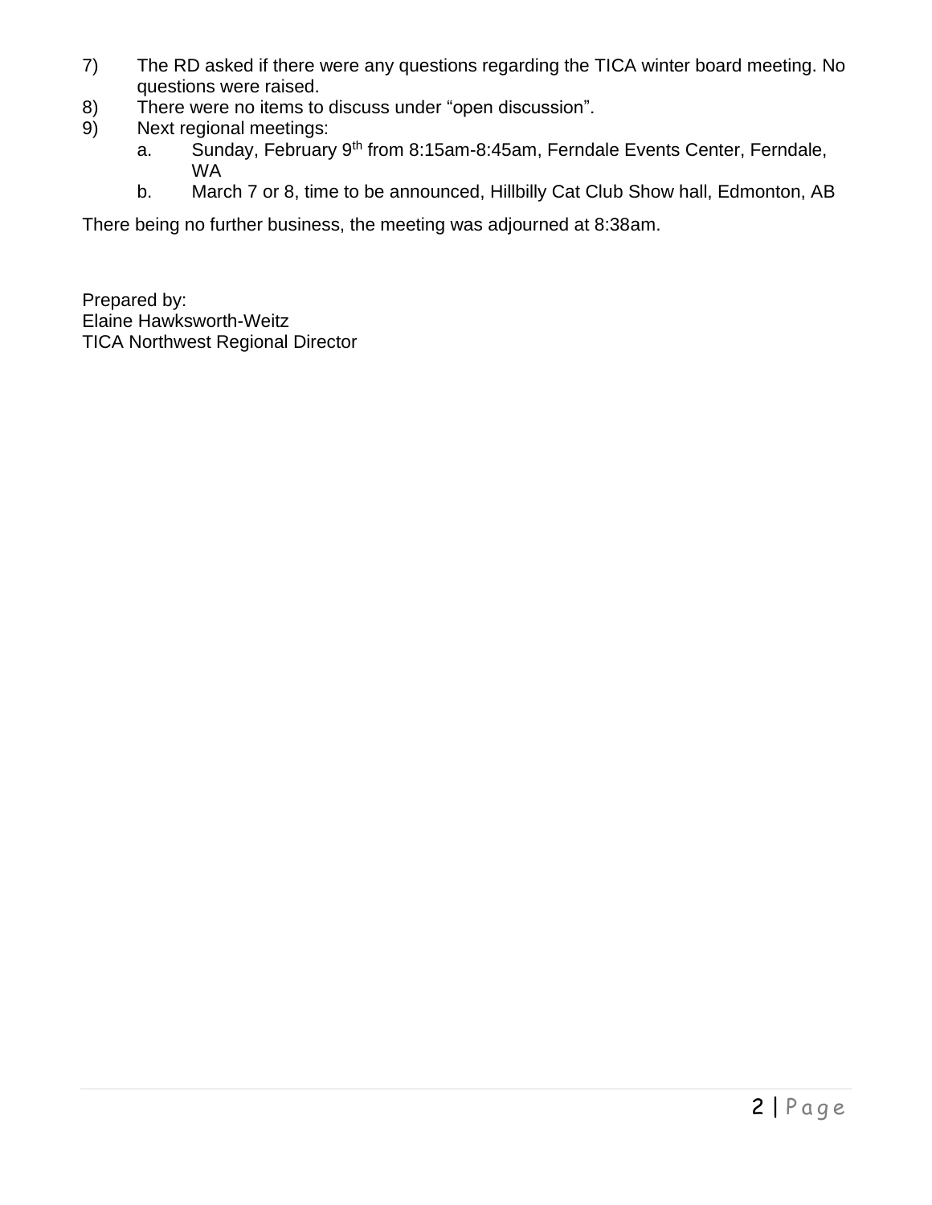7) The RD asked if there were any questions regarding the TICA winter board meeting. No questions were raised.
8) There were no items to discuss under "open discussion".
9) Next regional meetings:
   a. Sunday, February 9th from 8:15am-8:45am, Ferndale Events Center, Ferndale, WA
   b. March 7 or 8, time to be announced, Hillbilly Cat Club Show hall, Edmonton, AB

There being no further business, the meeting was adjourned at 8:38am.

Prepared by:
Elaine Hawksworth-Weitz
TICA Northwest Regional Director